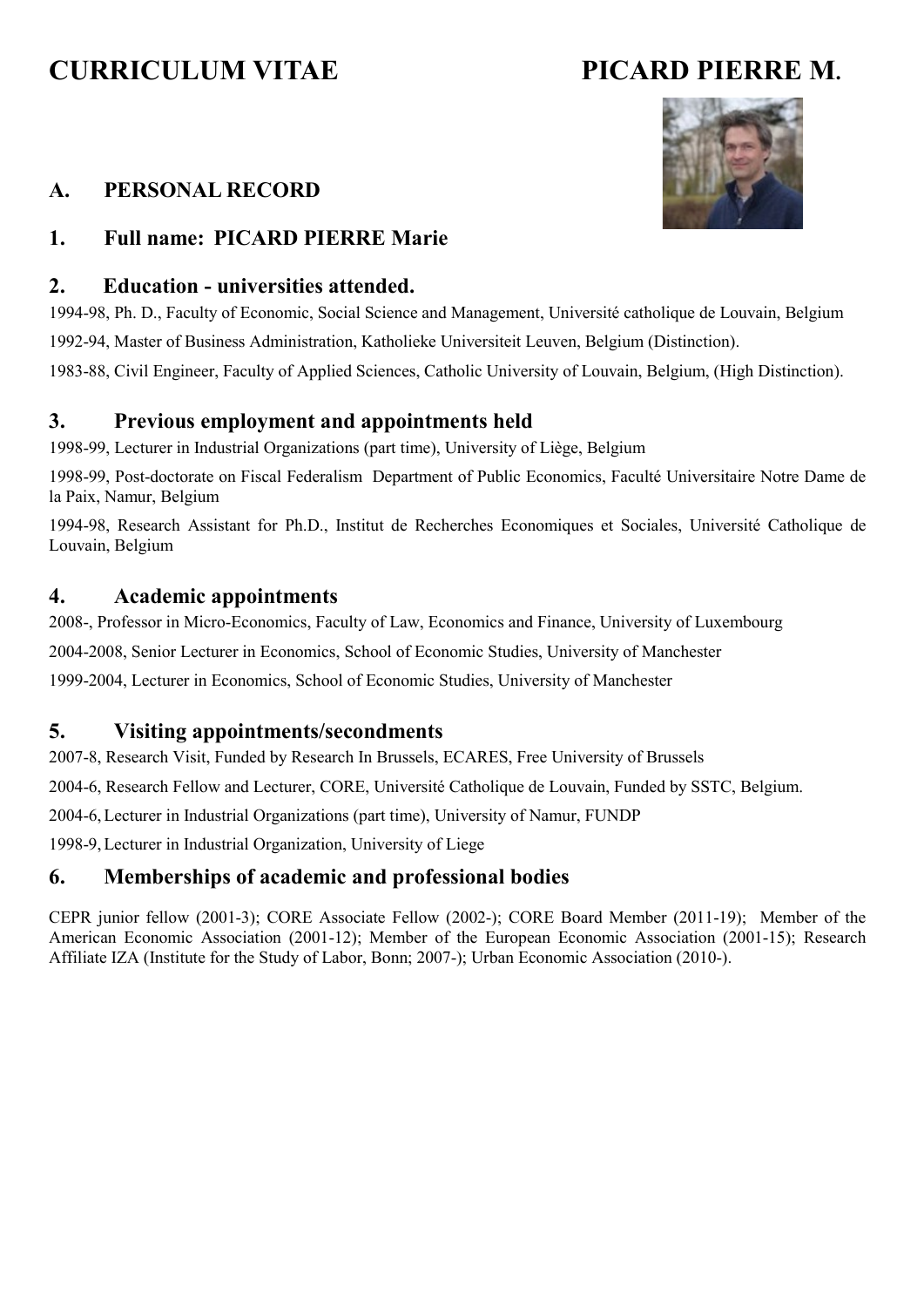# CURRICULUM VITAE PICARD PIERRE M.

## A. PERSONAL RECORD

### 1. Full name: PICARD PIERRE Marie

### 2. Education - universities attended.

1994-98, Ph. D., Faculty of Economic, Social Science and Management, Université catholique de Louvain, Belgium

1992-94, Master of Business Administration, Katholieke Universiteit Leuven, Belgium (Distinction).

1983-88, Civil Engineer, Faculty of Applied Sciences, Catholic University of Louvain, Belgium, (High Distinction).

### 3. Previous employment and appointments held

1998-99, Lecturer in Industrial Organizations (part time), University of Liège, Belgium

1998-99, Post-doctorate on Fiscal Federalism Department of Public Economics, Faculté Universitaire Notre Dame de la Paix, Namur, Belgium

1994-98, Research Assistant for Ph.D., Institut de Recherches Economiques et Sociales, Université Catholique de Louvain, Belgium

### 4. Academic appointments

2008-, Professor in Micro-Economics, Faculty of Law, Economics and Finance, University of Luxembourg

2004-2008, Senior Lecturer in Economics, School of Economic Studies, University of Manchester

1999-2004, Lecturer in Economics, School of Economic Studies, University of Manchester

### 5. Visiting appointments/secondments

2007-8, Research Visit, Funded by Research In Brussels, ECARES, Free University of Brussels

2004-6, Research Fellow and Lecturer, CORE, Université Catholique de Louvain, Funded by SSTC, Belgium.

2004-6, Lecturer in Industrial Organizations (part time), University of Namur, FUNDP

1998-9, Lecturer in Industrial Organization, University of Liege

### 6. Memberships of academic and professional bodies

CEPR junior fellow (2001-3); CORE Associate Fellow (2002-); CORE Board Member (2011-19); Member of the American Economic Association (2001-12); Member of the European Economic Association (2001-15); Research Affiliate IZA (Institute for the Study of Labor, Bonn; 2007-); Urban Economic Association (2010-).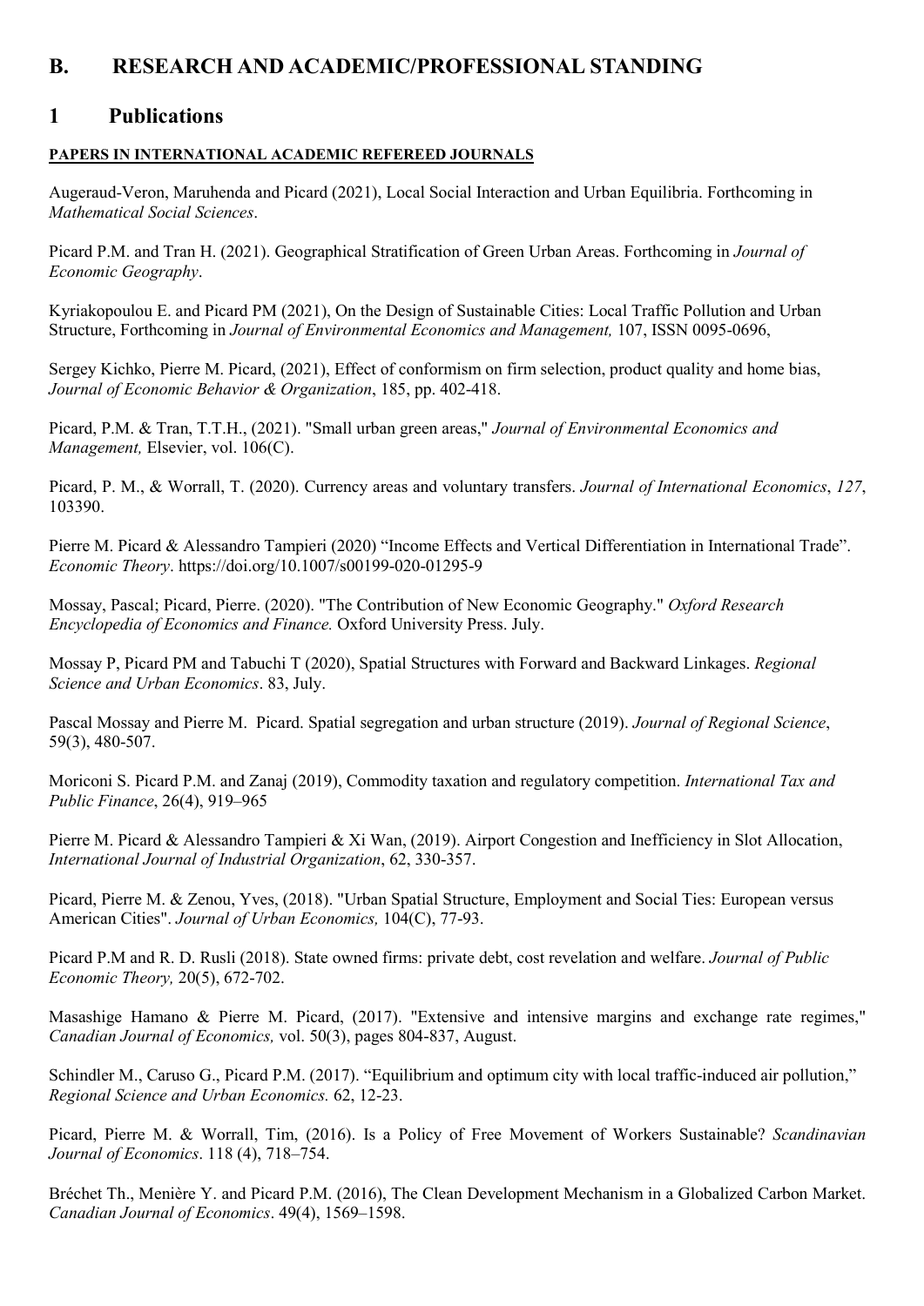## B. RESEARCH AND ACADEMIC/PROFESSIONAL STANDING

## 1 Publications

**PAPERS IN INTERNATIONAL ACADEMIC REFEREED JOURNALS**

Augeraud-Veron, Maruhenda and Picard (2021), Local Social Interaction and Urban Equilibria. Forthcoming in *Mathematical Social Sciences*.

Picard P.M. and Tran H. (2021). Geographical Stratification of Green Urban Areas. Forthcoming in *Journal of Economic Geography*.

Kyriakopoulou E. and Picard PM (2021), On the Design of Sustainable Cities: Local Traffic Pollution and Urban Structure, Forthcoming in *Journal of Environmental Economics and Management,* 107, ISSN 0095-0696,

Sergey Kichko, Pierre M. Picard, (2021), Effect of conformism on firm selection, product quality and home bias, *Journal of Economic Behavior & Organization*, 185, pp. 402-418.

Picard, P.M. & Tran, T.T.H., (2021). "Small urban green areas," *Journal of Environmental Economics and Management,* Elsevier, vol. 106(C).

Picard, P. M., & Worrall, T. (2020). Currency areas and voluntary transfers. *Journal of International Economics*, *127*, 103390.

Pierre M. Picard & Alessandro Tampieri (2020) "Income Effects and Vertical Differentiation in International Trade". *Economic Theory*. https://doi.org/10.1007/s00199-020-01295-9

Mossay, Pascal; Picard, Pierre. (2020). "The Contribution of New Economic Geography." *Oxford Research Encyclopedia of Economics and Finance.* Oxford University Press. July.

Mossay P, Picard PM and Tabuchi T (2020), Spatial Structures with Forward and Backward Linkages. *Regional Science and Urban Economics*. 83, July.

Pascal Mossay and Pierre M. Picard. Spatial segregation and urban structure (2019). *Journal of Regional Science*, 59(3), 480-507.

Moriconi S. Picard P.M. and Zanaj (2019), Commodity taxation and regulatory competition. *International Tax and Public Finance*, 26(4), 919–965

Pierre M. Picard & Alessandro Tampieri & Xi Wan, (2019). Airport Congestion and Inefficiency in Slot Allocation, *International Journal of Industrial Organization*, 62, 330-357.

Picard, Pierre M. & Zenou, Yves, (2018). "Urban Spatial Structure, Employment and Social Ties: European versus American Cities". *Journal of Urban Economics,* 104(C), 77-93.

Picard P.M and R. D. Rusli (2018). State owned firms: private debt, cost revelation and welfare. *Journal of Public Economic Theory,* 20(5), 672-702.

Masashige Hamano & Pierre M. Picard, (2017). "Extensive and intensive margins and exchange rate regimes," *Canadian Journal of Economics,* vol. 50(3), pages 804-837, August.

Schindler M., Caruso G., Picard P.M. (2017). "Equilibrium and optimum city with local traffic-induced air pollution," *Regional Science and Urban Economics.* 62, 12-23.

Picard, Pierre M. & Worrall, Tim, (2016). Is a Policy of Free Movement of Workers Sustainable? *Scandinavian Journal of Economics*. 118 (4), 718–754.

Bréchet Th., Menière Y. and Picard P.M. (2016), The Clean Development Mechanism in a Globalized Carbon Market. *Canadian Journal of Economics*. 49(4), 1569–1598.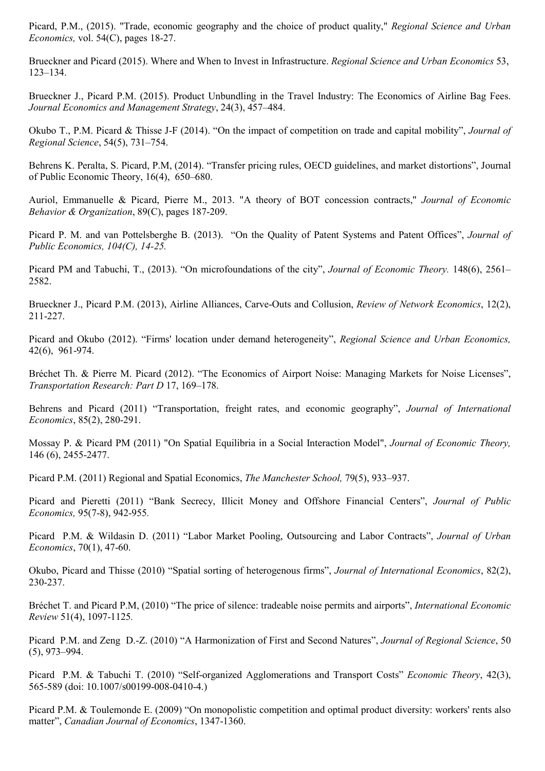Picard, P.M., (2015). "Trade, economic geography and the choice of product quality," *Regional Science and Urban Economics,* vol. 54(C), pages 18-27.

Brueckner and Picard (2015). Where and When to Invest in Infrastructure. *Regional Science and Urban Economics* 53, 123–134.

Brueckner J., Picard P.M. (2015). Product Unbundling in the Travel Industry: The Economics of Airline Bag Fees. *Journal Economics and Management Strategy*, 24(3), 457–484.

Okubo T., P.M. Picard & Thisse J-F (2014). "On the impact of competition on trade and capital mobility", *Journal of Regional Science*, 54(5), 731–754.

Behrens K. Peralta, S. Picard, P.M, (2014). "Transfer pricing rules, OECD guidelines, and market distortions", Journal of Public Economic Theory, 16(4), 650–680.

Auriol, Emmanuelle & Picard, Pierre M., 2013. "A theory of BOT concession contracts," *Journal of Economic Behavior & Organization*, 89(C), pages 187-209.

Picard P. M. and van Pottelsberghe B. (2013). "On the Quality of Patent Systems and Patent Offices", *Journal of Public Economics, 104(C), 14-25.*

Picard PM and Tabuchi, T., (2013). "On microfoundations of the city", *Journal of Economic Theory.* 148(6), 2561–2582.

Brueckner J., Picard P.M. (2013), Airline Alliances, Carve-Outs and Collusion, *Review of Network Economics*, 12(2), 211-227.

Picard and Okubo (2012). "Firms' location under demand heterogeneity", *Regional Science and Urban Economics,* 42(6), 961-974.

Bréchet Th. & Pierre M. Picard (2012). "The Economics of Airport Noise: Managing Markets for Noise Licenses", *Transportation Research: Part D* 17, 169–178.

Behrens and Picard (2011) "Transportation, freight rates, and economic geography", *Journal of International Economics*, 85(2), 280-291.

Mossay P. & Picard PM (2011) "On Spatial Equilibria in a Social Interaction Model", *Journal of Economic Theory,* 146 (6), 2455-2477.

Picard P.M. (2011) Regional and Spatial Economics, *The Manchester School,* 79(5), 933–937.

Picard and Pieretti (2011) "Bank Secrecy, Illicit Money and Offshore Financial Centers", *Journal of Public Economics,* 95(7-8), 942-955*.*

Picard P.M. & Wildasin D. (2011) "Labor Market Pooling, Outsourcing and Labor Contracts", *Journal of Urban Economics*, 70(1), 47-60.

Okubo, Picard and Thisse (2010) "Spatial sorting of heterogenous firms", *Journal of International Economics*, 82(2), 230-237.

Bréchet T. and Picard P.M, (2010) "The price of silence: tradeable noise permits and airports", *International Economic Review* 51(4), 1097-1125*.*

Picard P.M. and Zeng D.-Z. (2010) "A Harmonization of First and Second Natures", *Journal of Regional Science*, 50 (5), 973–994.

Picard P.M. & Tabuchi T. (2010) "Self-organized Agglomerations and Transport Costs" *Economic Theory*, 42(3), 565-589 (doi: 10.1007/s00199-008-0410-4.)

Picard P.M. & Toulemonde E. (2009) "On monopolistic competition and optimal product diversity: workers' rents also matter", *Canadian Journal of Economics*, 1347-1360.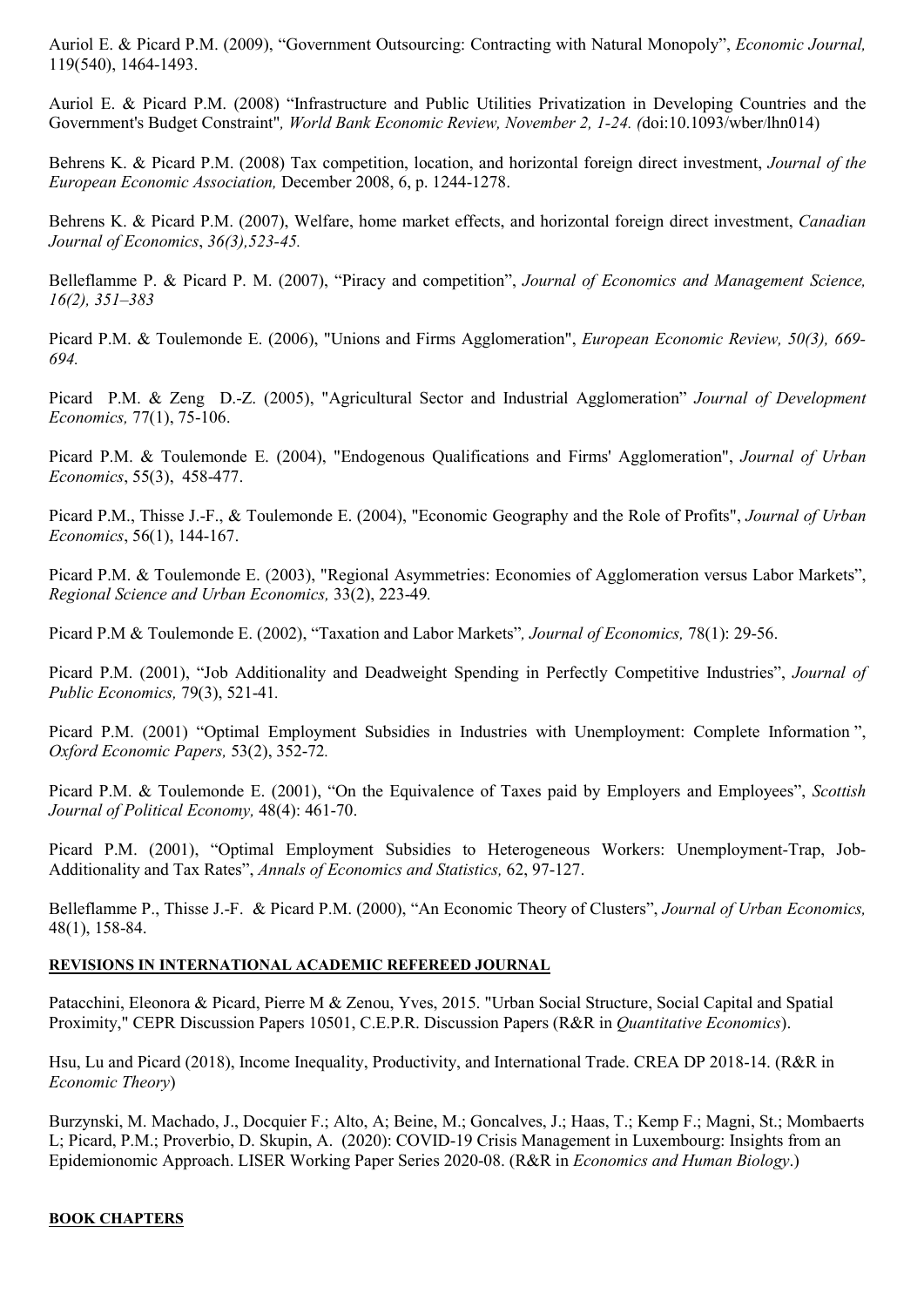Auriol E. & Picard P.M. (2009), "Government Outsourcing: Contracting with Natural Monopoly", *Economic Journal,* 119(540), 1464-1493.

Auriol E. & Picard P.M. (2008) "Infrastructure and Public Utilities Privatization in Developing Countries and the Government's Budget Constraint", *World Bank Economic Review, November 2, 1-24. (*doi:10.1093/wber/lhn014)

Behrens K. & Picard P.M. (2008) Tax competition, location, and horizontal foreign direct investment, *Journal of the European Economic Association,* December 2008, 6, p. 1244-1278.

Behrens K. & Picard P.M. (2007), Welfare, home market effects, and horizontal foreign direct investment, *Canadian Journal of Economics*, *36(3),523-45.*

Belleflamme P. & Picard P. M. (2007), "Piracy and competition", *Journal of Economics and Management Science, 16(2), 351–383*

Picard P.M. & Toulemonde E. (2006), "Unions and Firms Agglomeration", *European Economic Review, 50(3), 669-694.*

Picard P.M. & Zeng D.-Z. (2005), "Agricultural Sector and Industrial Agglomeration" *Journal of Development Economics,* 77(1), 75-106.

Picard P.M. & Toulemonde E. (2004), "Endogenous Qualifications and Firms' Agglomeration", *Journal of Urban Economics*, 55(3), 458-477.

Picard P.M., Thisse J.-F., & Toulemonde E. (2004), "Economic Geography and the Role of Profits", *Journal of Urban Economics*, 56(1), 144-167.

Picard P.M. & Toulemonde E. (2003), "Regional Asymmetries: Economies of Agglomeration versus Labor Markets", *Regional Science and Urban Economics,* 33(2), 223-49*.*

Picard P.M & Toulemonde E. (2002), "Taxation and Labor Markets"*, Journal of Economics,* 78(1): 29-56.

Picard P.M. (2001), "Job Additionality and Deadweight Spending in Perfectly Competitive Industries", *Journal of Public Economics,* 79(3), 521-41*.*

Picard P.M. (2001) "Optimal Employment Subsidies in Industries with Unemployment: Complete Information ", *Oxford Economic Papers,* 53(2), 352-72*.*

Picard P.M. & Toulemonde E. (2001), "On the Equivalence of Taxes paid by Employers and Employees", *Scottish Journal of Political Economy,* 48(4): 461-70.

Picard P.M. (2001), "Optimal Employment Subsidies to Heterogeneous Workers: Unemployment-Trap, Job-Additionality and Tax Rates", *Annals of Economics and Statistics,* 62, 97-127.

Belleflamme P., Thisse J.-F. & Picard P.M. (2000), "An Economic Theory of Clusters", *Journal of Urban Economics,* 48(1), 158-84.

**REVISIONS IN INTERNATIONAL ACADEMIC REFEREED JOURNAL**

Patacchini, Eleonora & Picard, Pierre M & Zenou, Yves, 2015. "Urban Social Structure, Social Capital and Spatial Proximity," CEPR Discussion Papers 10501, C.E.P.R. Discussion Papers (R&R in *Quantitative Economics*).

Hsu, Lu and Picard (2018), Income Inequality, Productivity, and International Trade. CREA DP 2018-14. (R&R in *Economic Theory*)

Burzynski, M. Machado, J., Docquier F.; Alto, A; Beine, M.; Goncalves, J.; Haas, T.; Kemp F.; Magni, St.; Mombaerts L; Picard, P.M.; Proverbio, D. Skupin, A. (2020): COVID-19 Crisis Management in Luxembourg: Insights from an Epidemionomic Approach. LISER Working Paper Series 2020-08. (R&R in *Economics and Human Biology*.)

**BOOK CHAPTERS**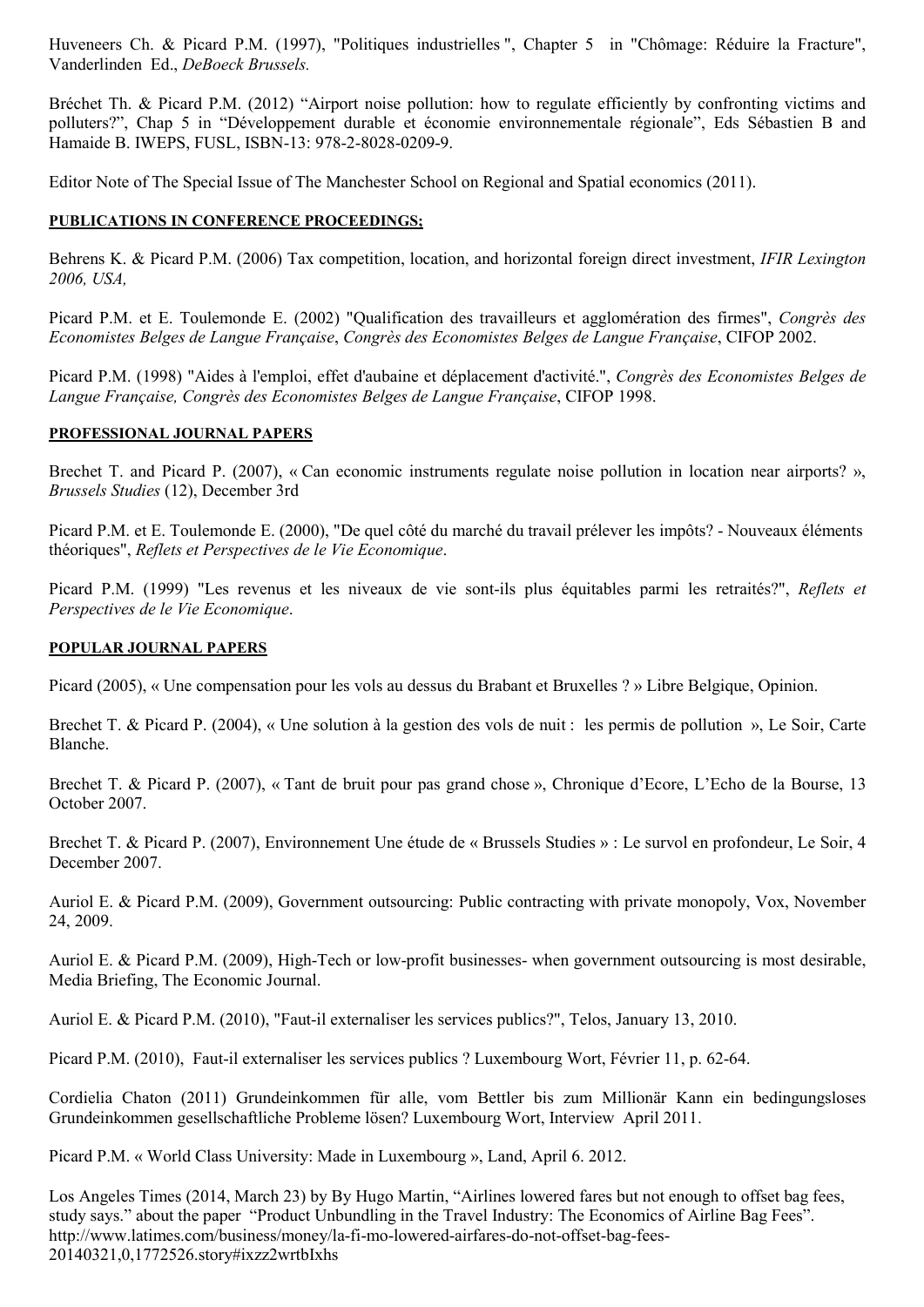Huveneers Ch. & Picard P.M. (1997), "Politiques industrielles ", Chapter 5 in "Chômage: Réduire la Fracture", Vanderlinden Ed., *DeBoeck Brussels.*

Bréchet Th. & Picard P.M. (2012) "Airport noise pollution: how to regulate efficiently by confronting victims and polluters?", Chap 5 in "Développement durable et économie environnementale régionale", Eds Sébastien B and Hamaide B. IWEPS, FUSL, ISBN-13: 978-2-8028-0209-9.

Editor Note of The Special Issue of The Manchester School on Regional and Spatial economics (2011).

**PUBLICATIONS IN CONFERENCE PROCEEDINGS;**

Behrens K. & Picard P.M. (2006) Tax competition, location, and horizontal foreign direct investment, *IFIR Lexington 2006, USA,*

Picard P.M. et E. Toulemonde E. (2002) "Qualification des travailleurs et agglomération des firmes", *Congrès des Economistes Belges de Langue Française*, *Congrès des Economistes Belges de Langue Française*, CIFOP 2002.

Picard P.M. (1998) "Aides à l'emploi, effet d'aubaine et déplacement d'activité.", *Congrès des Economistes Belges de Langue Française, Congrès des Economistes Belges de Langue Française*, CIFOP 1998.

**PROFESSIONAL JOURNAL PAPERS**

Brechet T. and Picard P. (2007), « Can economic instruments regulate noise pollution in location near airports? », *Brussels Studies* (12), December 3rd

Picard P.M. et E. Toulemonde E. (2000), "De quel côté du marché du travail prélever les impôts? - Nouveaux éléments théoriques", *Reflets et Perspectives de le Vie Economique*.

Picard P.M. (1999) "Les revenus et les niveaux de vie sont-ils plus équitables parmi les retraités?", *Reflets et Perspectives de le Vie Economique*.

**POPULAR JOURNAL PAPERS**

Picard (2005), « Une compensation pour les vols au dessus du Brabant et Bruxelles ? » Libre Belgique, Opinion.

Brechet T. & Picard P. (2004), « Une solution à la gestion des vols de nuit : les permis de pollution », Le Soir, Carte Blanche.

Brechet T. & Picard P. (2007), « Tant de bruit pour pas grand chose », Chronique d'Ecore, L'Echo de la Bourse, 13 October 2007.

Brechet T. & Picard P. (2007), Environnement Une étude de « Brussels Studies » : Le survol en profondeur, Le Soir, 4 December 2007.

Auriol E. & Picard P.M. (2009), Government outsourcing: Public contracting with private monopoly, Vox, November 24, 2009.

Auriol E. & Picard P.M. (2009), High-Tech or low-profit businesses- when government outsourcing is most desirable, Media Briefing, The Economic Journal.

Auriol E. & Picard P.M. (2010), "Faut-il externaliser les services publics?", Telos, January 13, 2010.

Picard P.M. (2010), Faut-il externaliser les services publics ? Luxembourg Wort, Février 11, p. 62-64.

Cordielia Chaton (2011) Grundeinkommen für alle, vom Bettler bis zum Millionär Kann ein bedingungsloses Grundeinkommen gesellschaftliche Probleme lösen? Luxembourg Wort, Interview April 2011.

Picard P.M. « World Class University: Made in Luxembourg », Land, April 6. 2012.

Los Angeles Times (2014, March 23) by By Hugo Martin, "Airlines lowered fares but not enough to offset bag fees, study says." about the paper "Product Unbundling in the Travel Industry: The Economics of Airline Bag Fees". http://www.latimes.com/business/money/la-fi-mo-lowered-airfares-do-not-offset-bag-fees-20140321,0,1772526.story#ixzz2wrtbIxhs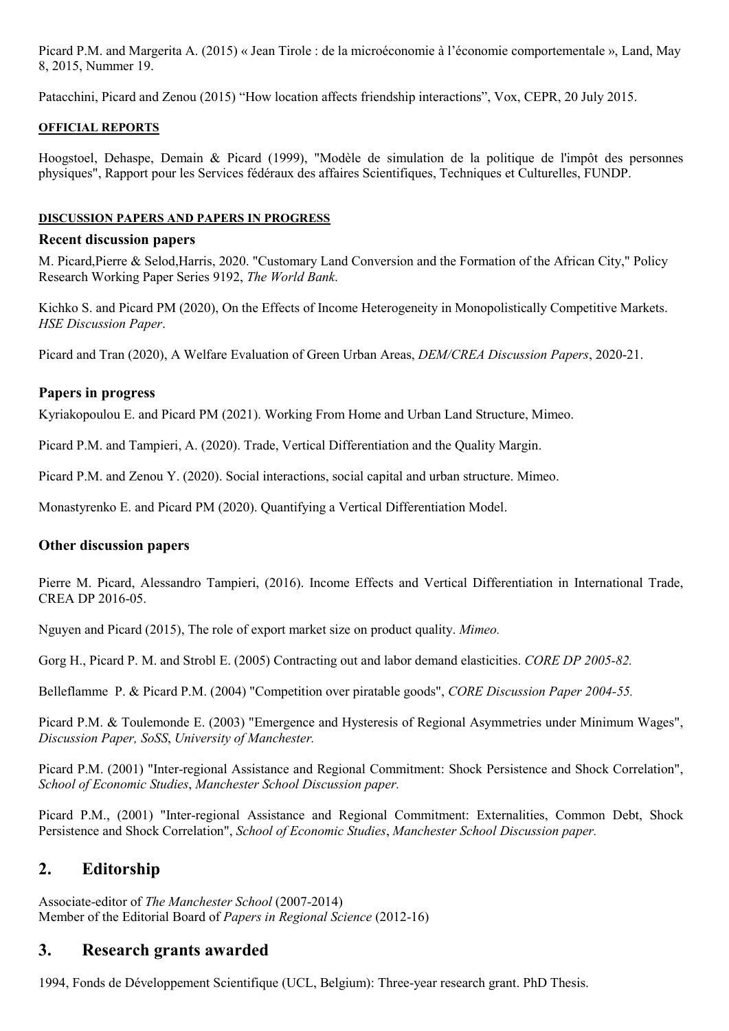Picard P.M. and Margerita A. (2015) « Jean Tirole : de la microéconomie à l'économie comportementale », Land, May 8, 2015, Nummer 19.

Patacchini, Picard and Zenou (2015) "How location affects friendship interactions", Vox, CEPR, 20 July 2015.

**OFFICIAL REPORTS**

Hoogstoel, Dehaspe, Demain & Picard (1999), "Modèle de simulation de la politique de l'impôt des personnes physiques", Rapport pour les Services fédéraux des affaires Scientifiques, Techniques et Culturelles, FUNDP.

**DISCUSSION PAPERS AND PAPERS IN PROGRESS**

### Recent discussion papers

M. Picard,Pierre & Selod,Harris, 2020. "Customary Land Conversion and the Formation of the African City," Policy Research Working Paper Series 9192, *The World Bank*.

Kichko S. and Picard PM (2020), On the Effects of Income Heterogeneity in Monopolistically Competitive Markets. *HSE Discussion Paper*.

Picard and Tran (2020), A Welfare Evaluation of Green Urban Areas, *DEM/CREA Discussion Papers*, 2020-21.

### Papers in progress

Kyriakopoulou E. and Picard PM (2021). Working From Home and Urban Land Structure, Mimeo.

Picard P.M. and Tampieri, A. (2020). Trade, Vertical Differentiation and the Quality Margin.

Picard P.M. and Zenou Y. (2020). Social interactions, social capital and urban structure. Mimeo.

Monastyrenko E. and Picard PM (2020). Quantifying a Vertical Differentiation Model.

### Other discussion papers

Pierre M. Picard, Alessandro Tampieri, (2016). Income Effects and Vertical Differentiation in International Trade, CREA DP 2016-05.

Nguyen and Picard (2015), The role of export market size on product quality. *Mimeo.*

Gorg H., Picard P. M. and Strobl E. (2005) Contracting out and labor demand elasticities. *CORE DP 2005-82.*

Belleflamme P. & Picard P.M. (2004) "Competition over piratable goods", *CORE Discussion Paper 2004-55.*

Picard P.M. & Toulemonde E. (2003) "Emergence and Hysteresis of Regional Asymmetries under Minimum Wages", *Discussion Paper, SoSS*, *University of Manchester.*

Picard P.M. (2001) "Inter-regional Assistance and Regional Commitment: Shock Persistence and Shock Correlation", *School of Economic Studies*, *Manchester School Discussion paper.*

Picard P.M., (2001) "Inter-regional Assistance and Regional Commitment: Externalities, Common Debt, Shock Persistence and Shock Correlation", *School of Economic Studies*, *Manchester School Discussion paper.*

## 2. Editorship

Associate-editor of *The Manchester School* (2007-2014)
Member of the Editorial Board of *Papers in Regional Science* (2012-16)

## 3. Research grants awarded

1994, Fonds de Développement Scientifique (UCL, Belgium): Three-year research grant. PhD Thesis.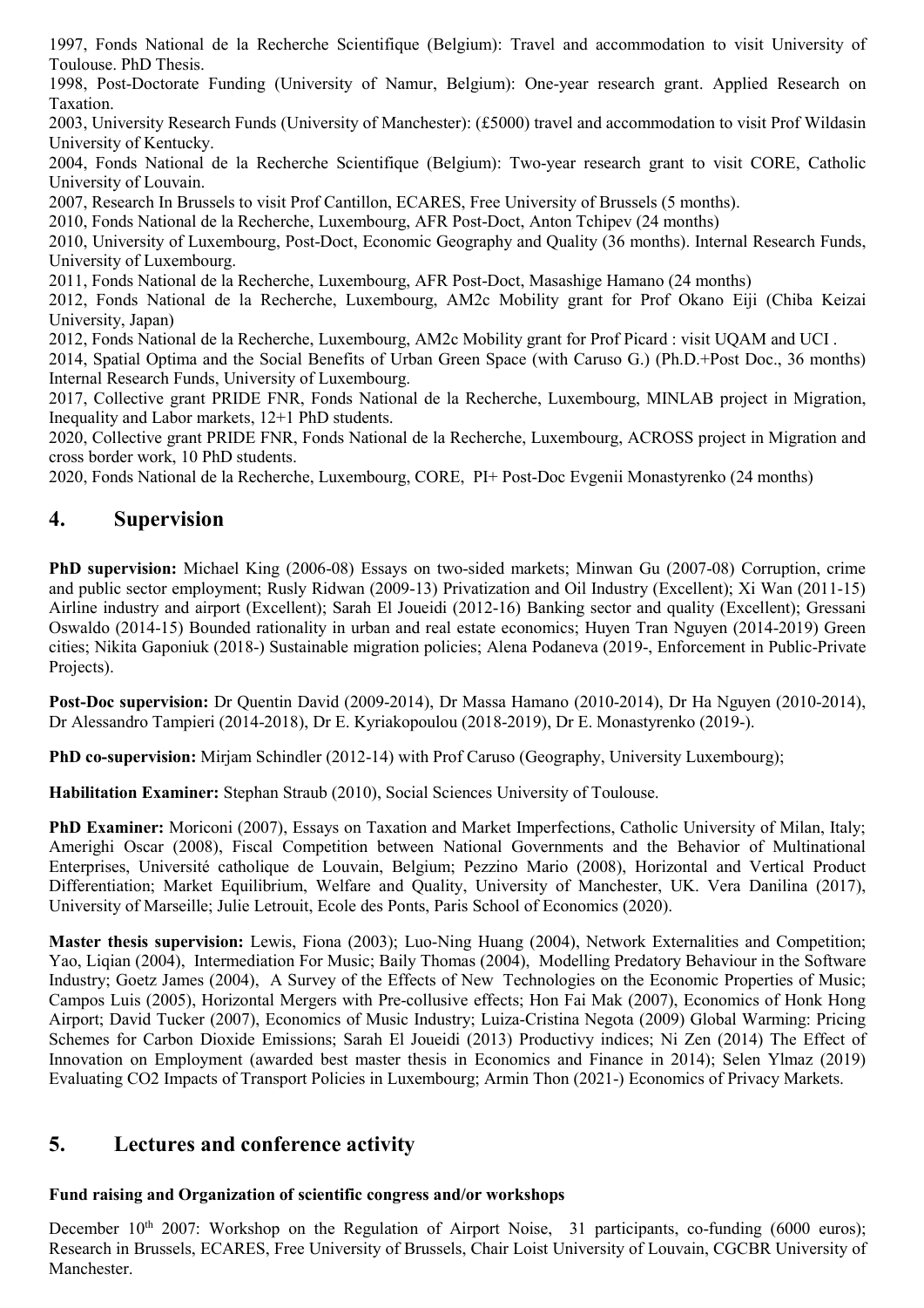1997, Fonds National de la Recherche Scientifique (Belgium): Travel and accommodation to visit University of Toulouse. PhD Thesis.

1998, Post-Doctorate Funding (University of Namur, Belgium): One-year research grant. Applied Research on Taxation.

2003, University Research Funds (University of Manchester): (£5000) travel and accommodation to visit Prof Wildasin University of Kentucky.

2004, Fonds National de la Recherche Scientifique (Belgium): Two-year research grant to visit CORE, Catholic University of Louvain.

2007, Research In Brussels to visit Prof Cantillon, ECARES, Free University of Brussels (5 months).

2010, Fonds National de la Recherche, Luxembourg, AFR Post-Doct, Anton Tchipev (24 months)

2010, University of Luxembourg, Post-Doct, Economic Geography and Quality (36 months). Internal Research Funds, University of Luxembourg.

2011, Fonds National de la Recherche, Luxembourg, AFR Post-Doct, Masashige Hamano (24 months)

2012, Fonds National de la Recherche, Luxembourg, AM2c Mobility grant for Prof Okano Eiji (Chiba Keizai University, Japan)

2012, Fonds National de la Recherche, Luxembourg, AM2c Mobility grant for Prof Picard : visit UQAM and UCI .

2014, Spatial Optima and the Social Benefits of Urban Green Space (with Caruso G.) (Ph.D.+Post Doc., 36 months) Internal Research Funds, University of Luxembourg.

2017, Collective grant PRIDE FNR, Fonds National de la Recherche, Luxembourg, MINLAB project in Migration, Inequality and Labor markets, 12+1 PhD students.

2020, Collective grant PRIDE FNR, Fonds National de la Recherche, Luxembourg, ACROSS project in Migration and cross border work, 10 PhD students.

2020, Fonds National de la Recherche, Luxembourg, CORE, PI+ Post-Doc Evgenii Monastyrenko (24 months)

## 4. Supervision

**PhD supervision:** Michael King (2006-08) Essays on two-sided markets; Minwan Gu (2007-08) Corruption, crime and public sector employment; Rusly Ridwan (2009-13) Privatization and Oil Industry (Excellent); Xi Wan (2011-15) Airline industry and airport (Excellent); Sarah El Joueidi (2012-16) Banking sector and quality (Excellent); Gressani Oswaldo (2014-15) Bounded rationality in urban and real estate economics; Huyen Tran Nguyen (2014-2019) Green cities; Nikita Gaponiuk (2018-) Sustainable migration policies; Alena Podaneva (2019-, Enforcement in Public-Private Projects).

**Post-Doc supervision:** Dr Quentin David (2009-2014), Dr Massa Hamano (2010-2014), Dr Ha Nguyen (2010-2014), Dr Alessandro Tampieri (2014-2018), Dr E. Kyriakopoulou (2018-2019), Dr E. Monastyrenko (2019-).

**PhD co-supervision:** Mirjam Schindler (2012-14) with Prof Caruso (Geography, University Luxembourg);

**Habilitation Examiner:** Stephan Straub (2010), Social Sciences University of Toulouse.

**PhD Examiner:** Moriconi (2007), Essays on Taxation and Market Imperfections, Catholic University of Milan, Italy; Amerighi Oscar (2008), Fiscal Competition between National Governments and the Behavior of Multinational Enterprises, Université catholique de Louvain, Belgium; Pezzino Mario (2008), Horizontal and Vertical Product Differentiation; Market Equilibrium, Welfare and Quality, University of Manchester, UK. Vera Danilina (2017), University of Marseille; Julie Letrouit, Ecole des Ponts, Paris School of Economics (2020).

**Master thesis supervision:** Lewis, Fiona (2003); Luo-Ning Huang (2004), Network Externalities and Competition; Yao, Liqian (2004), Intermediation For Music; Baily Thomas (2004), Modelling Predatory Behaviour in the Software Industry; Goetz James (2004), A Survey of the Effects of New Technologies on the Economic Properties of Music; Campos Luis (2005), Horizontal Mergers with Pre-collusive effects; Hon Fai Mak (2007), Economics of Honk Hong Airport; David Tucker (2007), Economics of Music Industry; Luiza-Cristina Negota (2009) Global Warming: Pricing Schemes for Carbon Dioxide Emissions; Sarah El Joueidi (2013) Productivy indices; Ni Zen (2014) The Effect of Innovation on Employment (awarded best master thesis in Economics and Finance in 2014); Selen Ylmaz (2019) Evaluating CO2 Impacts of Transport Policies in Luxembourg; Armin Thon (2021-) Economics of Privacy Markets.

## 5. Lectures and conference activity

### Fund raising and Organization of scientific congress and/or workshops

December 10th 2007: Workshop on the Regulation of Airport Noise, 31 participants, co-funding (6000 euros); Research in Brussels, ECARES, Free University of Brussels, Chair Loist University of Louvain, CGCBR University of Manchester.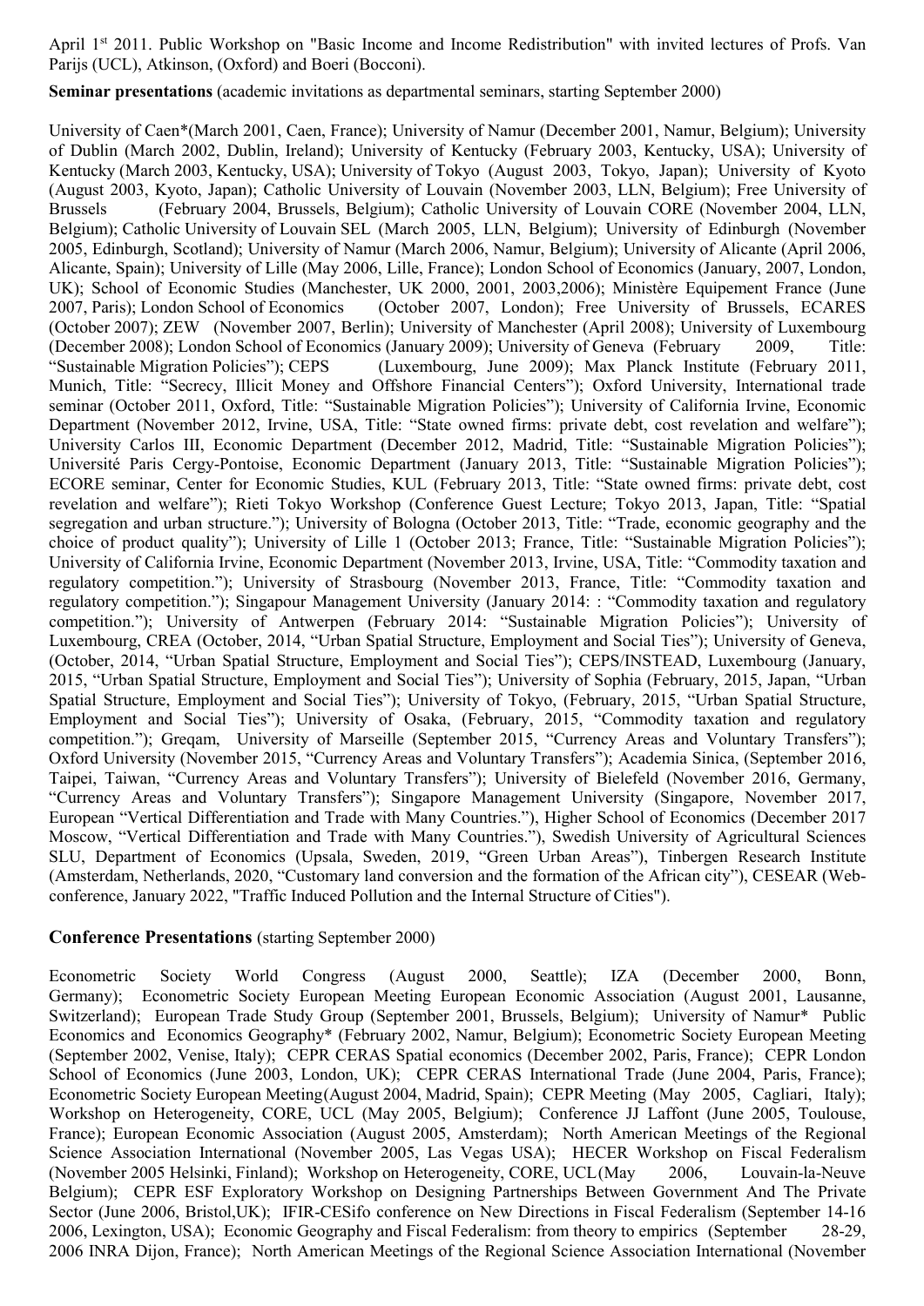April 1st 2011. Public Workshop on "Basic Income and Income Redistribution" with invited lectures of Profs. Van Parijs (UCL), Atkinson, (Oxford) and Boeri (Bocconi).

**Seminar presentations** (academic invitations as departmental seminars, starting September 2000)

University of Caen*(March 2001, Caen, France); University of Namur (December 2001, Namur, Belgium); University of Dublin (March 2002, Dublin, Ireland); University of Kentucky (February 2003, Kentucky, USA); University of Kentucky (March 2003, Kentucky, USA); University of Tokyo (August 2003, Tokyo, Japan); University of Kyoto (August 2003, Kyoto, Japan); Catholic University of Louvain (November 2003, LLN, Belgium); Free University of Brussels (February 2004, Brussels, Belgium); Catholic University of Louvain CORE (November 2004, LLN, Belgium); Catholic University of Louvain SEL (March 2005, LLN, Belgium); University of Edinburgh (November 2005, Edinburgh, Scotland); University of Namur (March 2006, Namur, Belgium); University of Alicante (April 2006, Alicante, Spain); University of Lille (May 2006, Lille, France); London School of Economics (January, 2007, London, UK); School of Economic Studies (Manchester, UK 2000, 2001, 2003,2006); Ministère Equipement France (June 2007, Paris); London School of Economics (October 2007, London); Free University of Brussels, ECARES (October 2007); ZEW (November 2007, Berlin); University of Manchester (April 2008); University of Luxembourg (December 2008); London School of Economics (January 2009); University of Geneva (February 2009, Title: "Sustainable Migration Policies"); CEPS (Luxembourg, June 2009); Max Planck Institute (February 2011, Munich, Title: "Secrecy, Illicit Money and Offshore Financial Centers"); Oxford University, International trade seminar (October 2011, Oxford, Title: "Sustainable Migration Policies"); University of California Irvine, Economic Department (November 2012, Irvine, USA, Title: "State owned firms: private debt, cost revelation and welfare"); University Carlos III, Economic Department (December 2012, Madrid, Title: "Sustainable Migration Policies"); Université Paris Cergy-Pontoise, Economic Department (January 2013, Title: "Sustainable Migration Policies"); ECORE seminar, Center for Economic Studies, KUL (February 2013, Title: "State owned firms: private debt, cost revelation and welfare"); Rieti Tokyo Workshop (Conference Guest Lecture; Tokyo 2013, Japan, Title: "Spatial segregation and urban structure."); University of Bologna (October 2013, Title: "Trade, economic geography and the choice of product quality"); University of Lille 1 (October 2013; France, Title: "Sustainable Migration Policies"); University of California Irvine, Economic Department (November 2013, Irvine, USA, Title: "Commodity taxation and regulatory competition."); University of Strasbourg (November 2013, France, Title: "Commodity taxation and regulatory competition."); Singapour Management University (January 2014: : "Commodity taxation and regulatory competition."); University of Antwerpen (February 2014: "Sustainable Migration Policies"); University of Luxembourg, CREA (October, 2014, "Urban Spatial Structure, Employment and Social Ties"); University of Geneva, (October, 2014, "Urban Spatial Structure, Employment and Social Ties"); CEPS/INSTEAD, Luxembourg (January, 2015, "Urban Spatial Structure, Employment and Social Ties"); University of Sophia (February, 2015, Japan, "Urban Spatial Structure, Employment and Social Ties"); University of Tokyo, (February, 2015, "Urban Spatial Structure, Employment and Social Ties"); University of Osaka, (February, 2015, "Commodity taxation and regulatory competition."); Greqam, University of Marseille (September 2015, "Currency Areas and Voluntary Transfers"); Oxford University (November 2015, "Currency Areas and Voluntary Transfers"); Academia Sinica, (September 2016, Taipei, Taiwan, "Currency Areas and Voluntary Transfers"); University of Bielefeld (November 2016, Germany, "Currency Areas and Voluntary Transfers"); Singapore Management University (Singapore, November 2017, European "Vertical Differentiation and Trade with Many Countries."), Higher School of Economics (December 2017 Moscow, "Vertical Differentiation and Trade with Many Countries."), Swedish University of Agricultural Sciences SLU, Department of Economics (Upsala, Sweden, 2019, "Green Urban Areas"), Tinbergen Research Institute (Amsterdam, Netherlands, 2020, "Customary land conversion and the formation of the African city"), CESEAR (Web-conference, January 2022, "Traffic Induced Pollution and the Internal Structure of Cities").

## Conference Presentations (starting September 2000)

Econometric Society World Congress (August 2000, Seattle); IZA (December 2000, Bonn, Germany); Econometric Society European Meeting European Economic Association (August 2001, Lausanne, Switzerland); European Trade Study Group (September 2001, Brussels, Belgium); University of Namur* Public Economics and Economics Geography* (February 2002, Namur, Belgium); Econometric Society European Meeting (September 2002, Venise, Italy); CEPR CERAS Spatial economics (December 2002, Paris, France); CEPR London School of Economics (June 2003, London, UK); CEPR CERAS International Trade (June 2004, Paris, France); Econometric Society European Meeting(August 2004, Madrid, Spain); CEPR Meeting (May 2005, Cagliari, Italy); Workshop on Heterogeneity, CORE, UCL (May 2005, Belgium); Conference JJ Laffont (June 2005, Toulouse, France); European Economic Association (August 2005, Amsterdam); North American Meetings of the Regional Science Association International (November 2005, Las Vegas USA); HECER Workshop on Fiscal Federalism (November 2005 Helsinki, Finland); Workshop on Heterogeneity, CORE, UCL(May 2006, Louvain-la-Neuve Belgium); CEPR ESF Exploratory Workshop on Designing Partnerships Between Government And The Private Sector (June 2006, Bristol,UK); IFIR-CESifo conference on New Directions in Fiscal Federalism (September 14-16 2006, Lexington, USA); Economic Geography and Fiscal Federalism: from theory to empirics (September 28-29, 2006 INRA Dijon, France); North American Meetings of the Regional Science Association International (November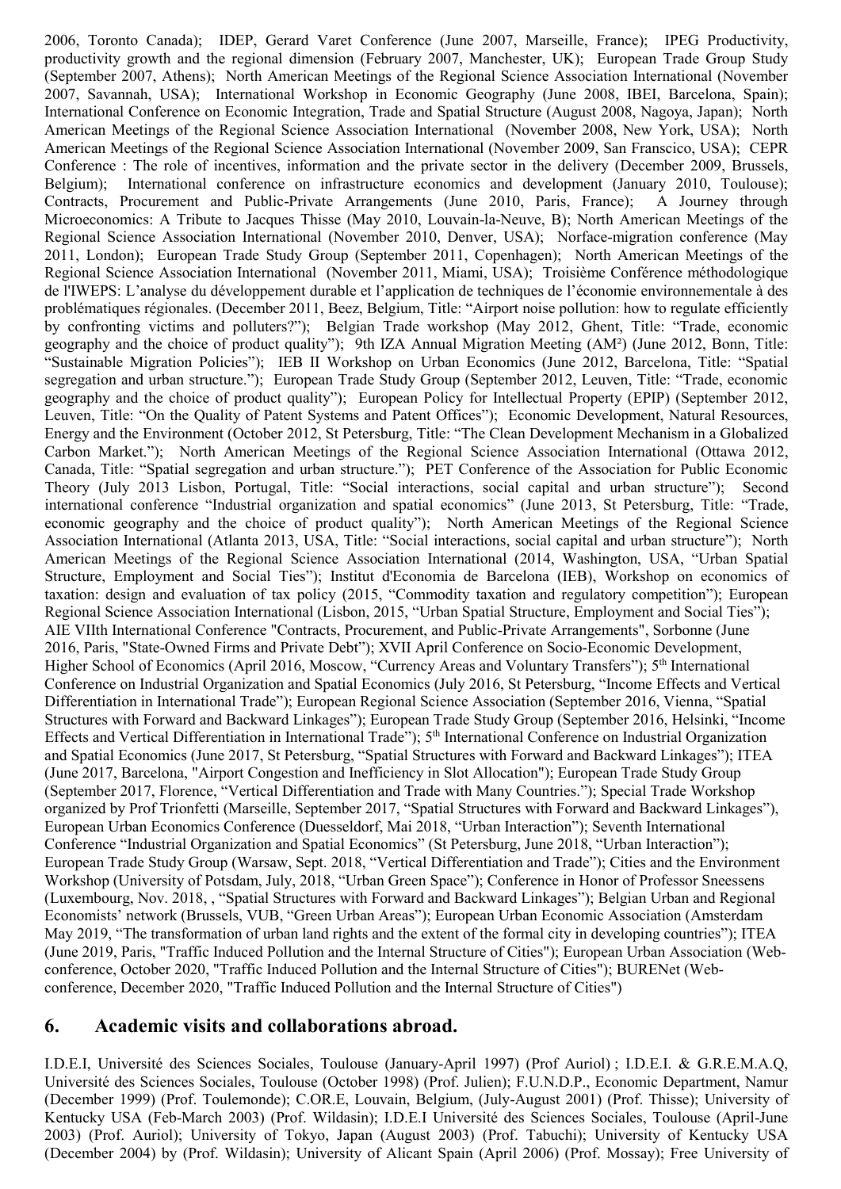2006, Toronto Canada); IDEP, Gerard Varet Conference (June 2007, Marseille, France); IPEG Productivity, productivity growth and the regional dimension (February 2007, Manchester, UK); European Trade Group Study (September 2007, Athens); North American Meetings of the Regional Science Association International (November 2007, Savannah, USA); International Workshop in Economic Geography (June 2008, IBEI, Barcelona, Spain); International Conference on Economic Integration, Trade and Spatial Structure (August 2008, Nagoya, Japan); North American Meetings of the Regional Science Association International (November 2008, New York, USA); North American Meetings of the Regional Science Association International (November 2009, San Franscico, USA); CEPR Conference : The role of incentives, information and the private sector in the delivery (December 2009, Brussels, Belgium); International conference on infrastructure economics and development (January 2010, Toulouse); Contracts, Procurement and Public-Private Arrangements (June 2010, Paris, France); A Journey through Microeconomics: A Tribute to Jacques Thisse (May 2010, Louvain-la-Neuve, B); North American Meetings of the Regional Science Association International (November 2010, Denver, USA); Norface-migration conference (May 2011, London); European Trade Study Group (September 2011, Copenhagen); North American Meetings of the Regional Science Association International (November 2011, Miami, USA); Troisième Conférence méthodologique de l'IWEPS: L'analyse du développement durable et l'application de techniques de l'économie environnementale à des problématiques régionales. (December 2011, Beez, Belgium, Title: "Airport noise pollution: how to regulate efficiently by confronting victims and polluters?"); Belgian Trade workshop (May 2012, Ghent, Title: "Trade, economic geography and the choice of product quality"); 9th IZA Annual Migration Meeting (AM²) (June 2012, Bonn, Title: "Sustainable Migration Policies"); IEB II Workshop on Urban Economics (June 2012, Barcelona, Title: "Spatial segregation and urban structure."); European Trade Study Group (September 2012, Leuven, Title: "Trade, economic geography and the choice of product quality"); European Policy for Intellectual Property (EPIP) (September 2012, Leuven, Title: "On the Quality of Patent Systems and Patent Offices"); Economic Development, Natural Resources, Energy and the Environment (October 2012, St Petersburg, Title: "The Clean Development Mechanism in a Globalized Carbon Market."); North American Meetings of the Regional Science Association International (Ottawa 2012, Canada, Title: "Spatial segregation and urban structure."); PET Conference of the Association for Public Economic Theory (July 2013 Lisbon, Portugal, Title: "Social interactions, social capital and urban structure"); Second international conference "Industrial organization and spatial economics" (June 2013, St Petersburg, Title: "Trade, economic geography and the choice of product quality"); North American Meetings of the Regional Science Association International (Atlanta 2013, USA, Title: "Social interactions, social capital and urban structure"); North American Meetings of the Regional Science Association International (2014, Washington, USA, "Urban Spatial Structure, Employment and Social Ties"); Institut d'Economia de Barcelona (IEB), Workshop on economics of taxation: design and evaluation of tax policy (2015, "Commodity taxation and regulatory competition"); European Regional Science Association International (Lisbon, 2015, "Urban Spatial Structure, Employment and Social Ties"); AIE VIIth International Conference "Contracts, Procurement, and Public-Private Arrangements", Sorbonne (June 2016, Paris, "State-Owned Firms and Private Debt"); XVII April Conference on Socio-Economic Development, Higher School of Economics (April 2016, Moscow, "Currency Areas and Voluntary Transfers"); 5th International Conference on Industrial Organization and Spatial Economics (July 2016, St Petersburg, "Income Effects and Vertical Differentiation in International Trade"); European Regional Science Association (September 2016, Vienna, "Spatial Structures with Forward and Backward Linkages"); European Trade Study Group (September 2016, Helsinki, "Income Effects and Vertical Differentiation in International Trade"); 5th International Conference on Industrial Organization and Spatial Economics (June 2017, St Petersburg, "Spatial Structures with Forward and Backward Linkages"); ITEA (June 2017, Barcelona, "Airport Congestion and Inefficiency in Slot Allocation"); European Trade Study Group (September 2017, Florence, "Vertical Differentiation and Trade with Many Countries."); Special Trade Workshop organized by Prof Trionfetti (Marseille, September 2017, "Spatial Structures with Forward and Backward Linkages"), European Urban Economics Conference (Duesseldorf, Mai 2018, "Urban Interaction"); Seventh International Conference "Industrial Organization and Spatial Economics" (St Petersburg, June 2018, "Urban Interaction"); European Trade Study Group (Warsaw, Sept. 2018, "Vertical Differentiation and Trade"); Cities and the Environment Workshop (University of Potsdam, July, 2018, "Urban Green Space"); Conference in Honor of Professor Sneessens (Luxembourg, Nov. 2018, , "Spatial Structures with Forward and Backward Linkages"); Belgian Urban and Regional Economists' network (Brussels, VUB, "Green Urban Areas"); European Urban Economic Association (Amsterdam May 2019, "The transformation of urban land rights and the extent of the formal city in developing countries"); ITEA (June 2019, Paris, "Traffic Induced Pollution and the Internal Structure of Cities"); European Urban Association (Web-conference, October 2020, "Traffic Induced Pollution and the Internal Structure of Cities"); BURENet (Web-conference, December 2020, "Traffic Induced Pollution and the Internal Structure of Cities")

## 6. Academic visits and collaborations abroad.

I.D.E.I, Université des Sciences Sociales, Toulouse (January-April 1997) (Prof Auriol) ; I.D.E.I. & G.R.E.M.A.Q, Université des Sciences Sociales, Toulouse (October 1998) (Prof. Julien); F.U.N.D.P., Economic Department, Namur (December 1999) (Prof. Toulemonde); C.OR.E, Louvain, Belgium, (July-August 2001) (Prof. Thisse); University of Kentucky USA (Feb-March 2003) (Prof. Wildasin); I.D.E.I Université des Sciences Sociales, Toulouse (April-June 2003) (Prof. Auriol); University of Tokyo, Japan (August 2003) (Prof. Tabuchi); University of Kentucky USA (December 2004) by (Prof. Wildasin); University of Alicant Spain (April 2006) (Prof. Mossay); Free University of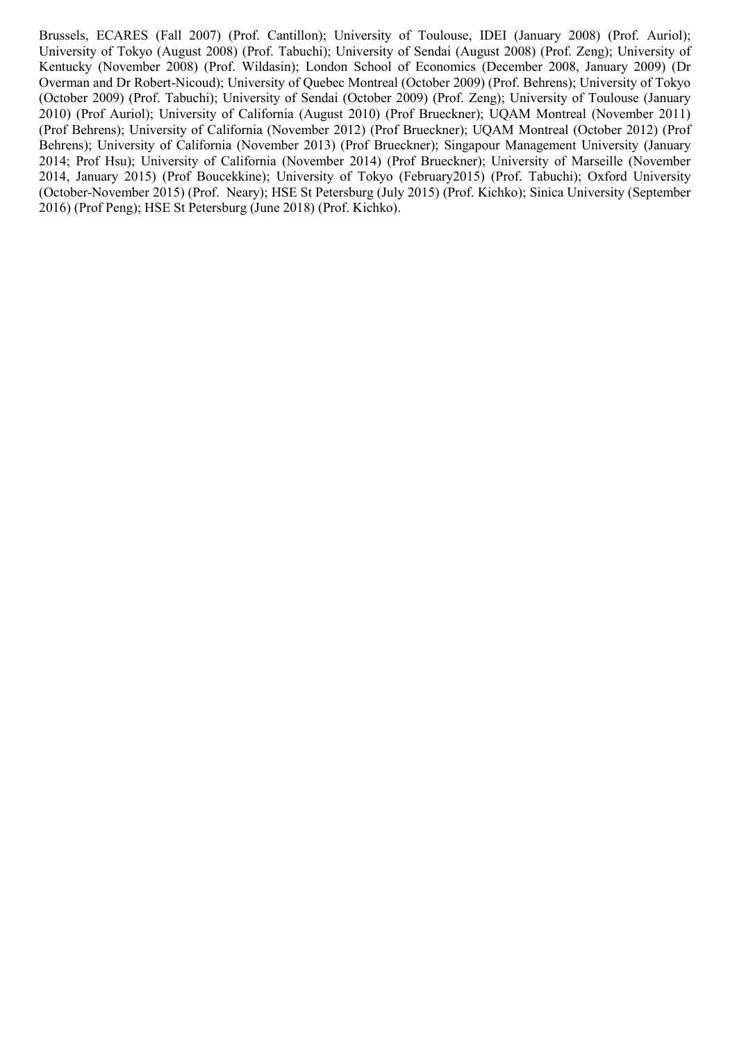Brussels, ECARES (Fall 2007) (Prof. Cantillon); University of Toulouse, IDEI (January 2008) (Prof. Auriol); University of Tokyo (August 2008) (Prof. Tabuchi); University of Sendai (August 2008) (Prof. Zeng); University of Kentucky (November 2008) (Prof. Wildasin); London School of Economics (December 2008, January 2009) (Dr Overman and Dr Robert-Nicoud); University of Quebec Montreal (October 2009) (Prof. Behrens); University of Tokyo (October 2009) (Prof. Tabuchi); University of Sendai (October 2009) (Prof. Zeng); University of Toulouse (January 2010) (Prof Auriol); University of California (August 2010) (Prof Brueckner); UQAM Montreal (November 2011) (Prof Behrens); University of California (November 2012) (Prof Brueckner); UQAM Montreal (October 2012) (Prof Behrens); University of California (November 2013) (Prof Brueckner); Singapour Management University (January 2014; Prof Hsu); University of California (November 2014) (Prof Brueckner); University of Marseille (November 2014, January 2015) (Prof Boucekkine); University of Tokyo (February2015) (Prof. Tabuchi); Oxford University (October-November 2015) (Prof. Neary); HSE St Petersburg (July 2015) (Prof. Kichko); Sinica University (September 2016) (Prof Peng); HSE St Petersburg (June 2018) (Prof. Kichko).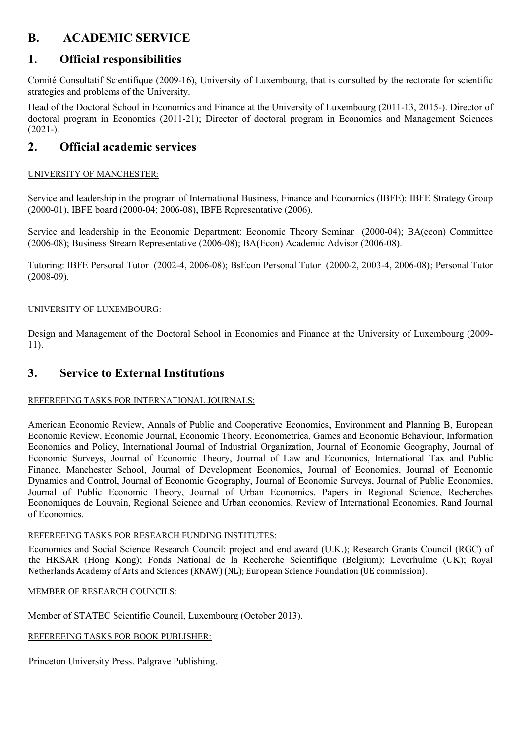# B. ACADEMIC SERVICE

## 1. Official responsibilities

Comité Consultatif Scientifique (2009-16), University of Luxembourg, that is consulted by the rectorate for scientific strategies and problems of the University.

Head of the Doctoral School in Economics and Finance at the University of Luxembourg (2011-13, 2015-). Director of doctoral program in Economics (2011-21); Director of doctoral program in Economics and Management Sciences (2021-).

## 2. Official academic services

UNIVERSITY OF MANCHESTER:

Service and leadership in the program of International Business, Finance and Economics (IBFE): IBFE Strategy Group (2000-01), IBFE board (2000-04; 2006-08), IBFE Representative (2006).

Service and leadership in the Economic Department: Economic Theory Seminar (2000-04); BA(econ) Committee (2006-08); Business Stream Representative (2006-08); BA(Econ) Academic Advisor (2006-08).

Tutoring: IBFE Personal Tutor (2002-4, 2006-08); BsEcon Personal Tutor (2000-2, 2003-4, 2006-08); Personal Tutor (2008-09).

UNIVERSITY OF LUXEMBOURG:

Design and Management of the Doctoral School in Economics and Finance at the University of Luxembourg (2009-11).

## 3. Service to External Institutions

REFEREEING TASKS FOR INTERNATIONAL JOURNALS:

American Economic Review, Annals of Public and Cooperative Economics, Environment and Planning B, European Economic Review, Economic Journal, Economic Theory, Econometrica, Games and Economic Behaviour, Information Economics and Policy, International Journal of Industrial Organization, Journal of Economic Geography, Journal of Economic Surveys, Journal of Economic Theory, Journal of Law and Economics, International Tax and Public Finance, Manchester School, Journal of Development Economics, Journal of Economics, Journal of Economic Dynamics and Control, Journal of Economic Geography, Journal of Economic Surveys, Journal of Public Economics, Journal of Public Economic Theory, Journal of Urban Economics, Papers in Regional Science, Recherches Economiques de Louvain, Regional Science and Urban economics, Review of International Economics, Rand Journal of Economics.

REFEREEING TASKS FOR RESEARCH FUNDING INSTITUTES:

Economics and Social Science Research Council: project and end award (U.K.); Research Grants Council (RGC) of the HKSAR (Hong Kong); Fonds National de la Recherche Scientifique (Belgium); Leverhulme (UK); Royal Netherlands Academy of Arts and Sciences (KNAW) (NL); European Science Foundation (UE commission).

MEMBER OF RESEARCH COUNCILS:

Member of STATEC Scientific Council, Luxembourg (October 2013).

REFEREEING TASKS FOR BOOK PUBLISHER:

Princeton University Press. Palgrave Publishing.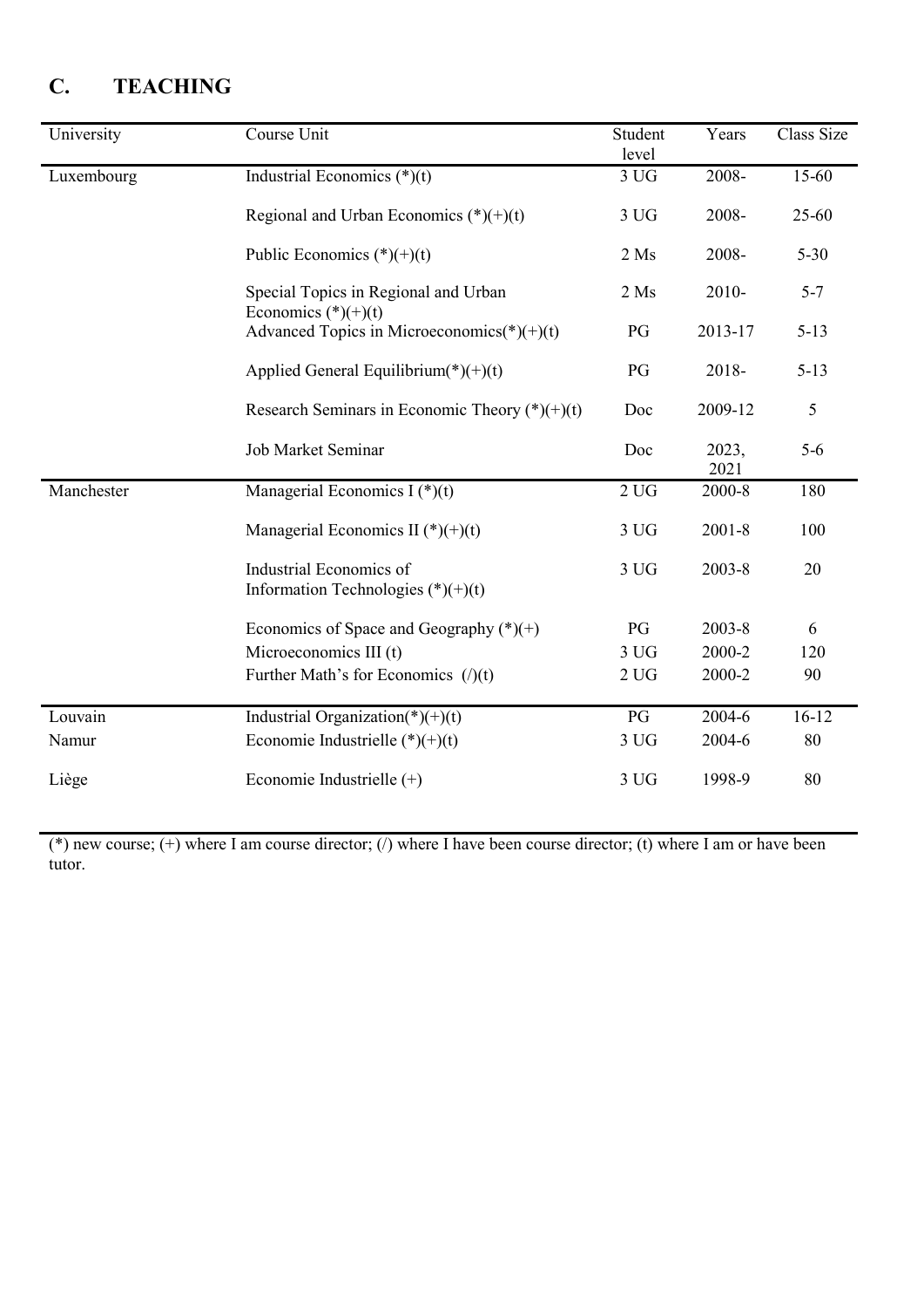## C. TEACHING

| University | Course Unit | Student level | Years | Class Size |
|---|---|---|---|---|
| Luxembourg | Industrial Economics (*)(t) | 3 UG | 2008- | 15-60 |
| | Regional and Urban Economics (*)(+)(t) | 3 UG | 2008- | 25-60 |
| | Public Economics (*)(+)(t) | 2 Ms | 2008- | 5-30 |
| | Special Topics in Regional and Urban Economics (*)(+)(t) | 2 Ms | 2010- | 5-7 |
| | Advanced Topics in Microeconomics(*)(+)(t) | PG | 2013-17 | 5-13 |
| | Applied General Equilibrium(*)(+)(t) | PG | 2018- | 5-13 |
| | Research Seminars in Economic Theory (*)(+)(t) | Doc | 2009-12 | 5 |
| | Job Market Seminar | Doc | 2023, 2021 | 5-6 |
| Manchester | Managerial Economics I (*)(t) | 2 UG | 2000-8 | 180 |
| | Managerial Economics II (*)(+)(t) | 3 UG | 2001-8 | 100 |
| | Industrial Economics of Information Technologies (*)(+)(t) | 3 UG | 2003-8 | 20 |
| | Economics of Space and Geography (*)(+) | PG | 2003-8 | 6 |
| | Microeconomics III (t) | 3 UG | 2000-2 | 120 |
| | Further Math's for Economics (/)(t) | 2 UG | 2000-2 | 90 |
| Louvain | Industrial Organization(*)(+)(t) | PG | 2004-6 | 16-12 |
| Namur | Economie Industrielle (*)(+)(t) | 3 UG | 2004-6 | 80 |
| Liège | Economie Industrielle (+) | 3 UG | 1998-9 | 80 |

(*) new course; (+) where I am course director; (/) where I have been course director; (t) where I am or have been tutor.